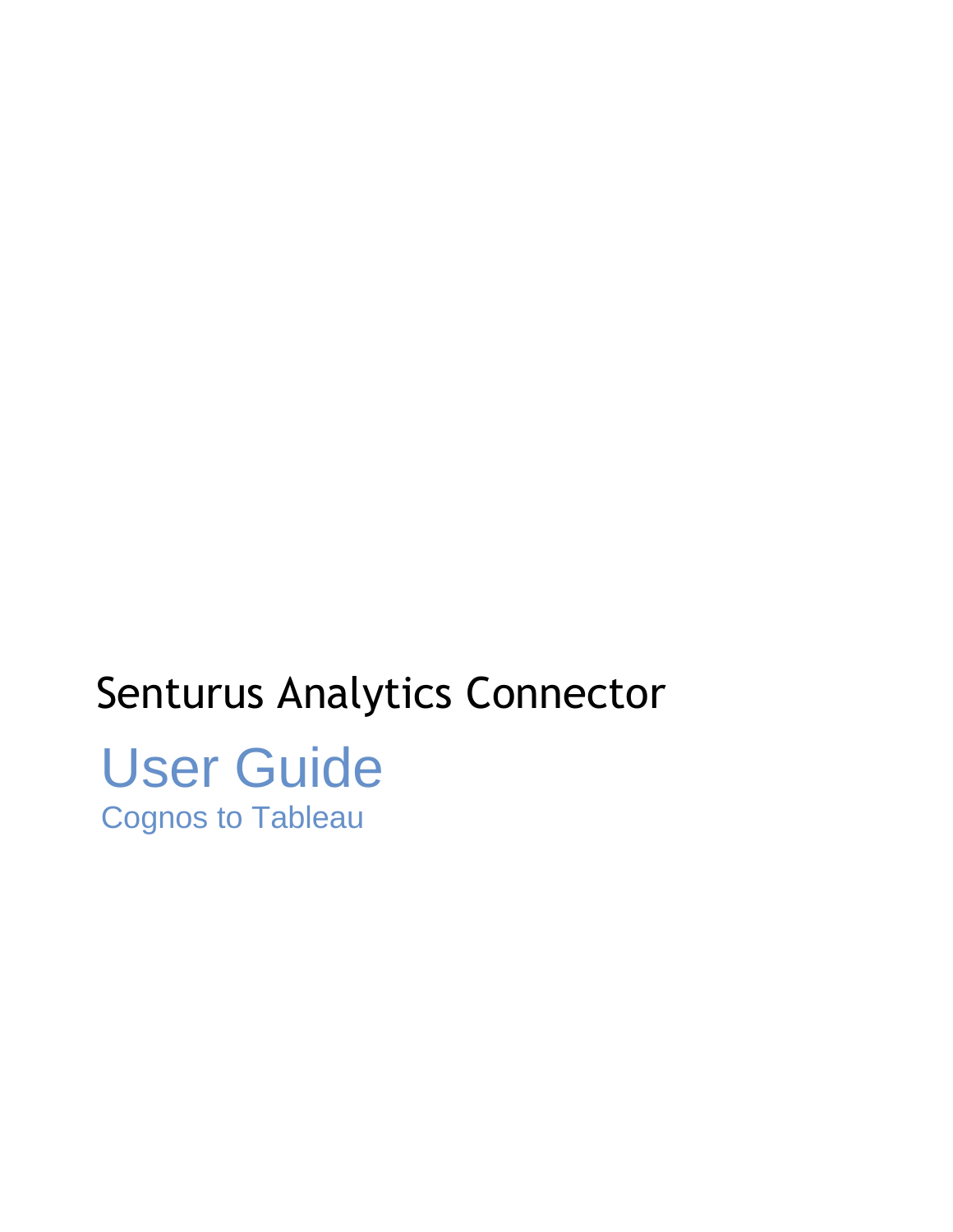# Senturus Analytics Connector

## User Guide

### Cognos to Tableau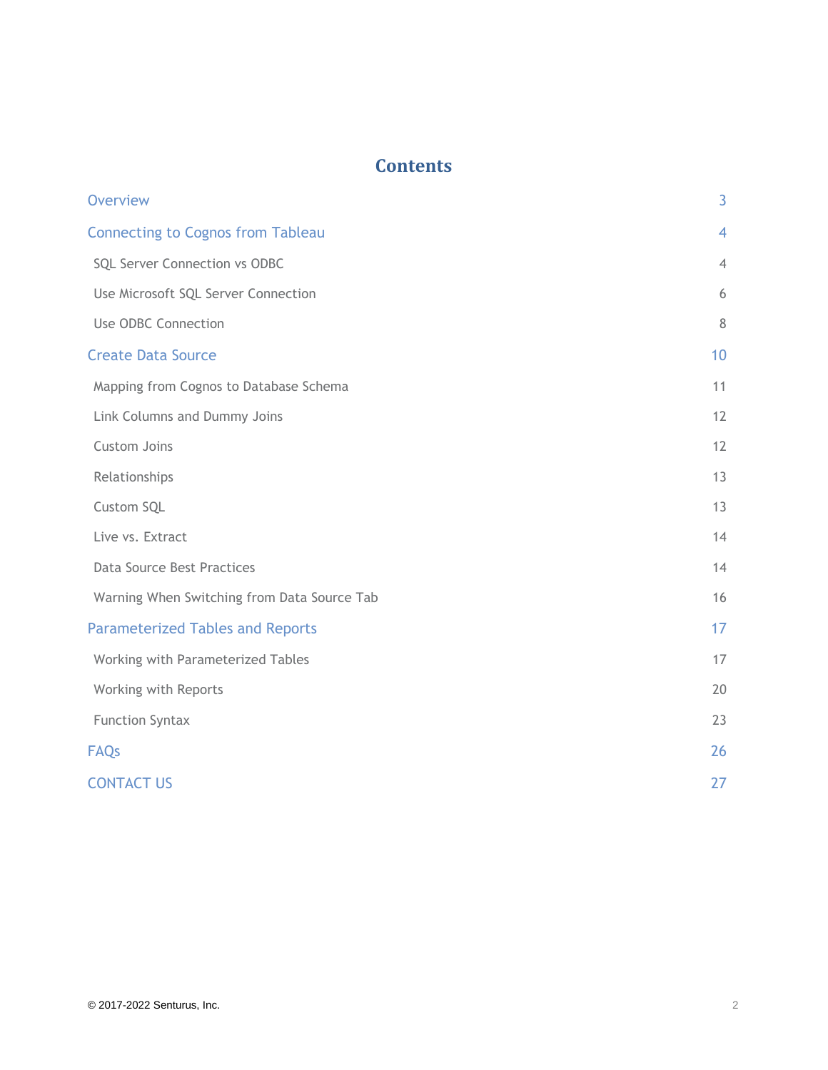# Contents

| | |
|---|---|
| Overview | 3 |
| Connecting to Cognos from Tableau | 4 |
| SQL Server Connection vs ODBC | 4 |
| Use Microsoft SQL Server Connection | 6 |
| Use ODBC Connection | 8 |
| Create Data Source | 10 |
| Mapping from Cognos to Database Schema | 11 |
| Link Columns and Dummy Joins | 12 |
| Custom Joins | 12 |
| Relationships | 13 |
| Custom SQL | 13 |
| Live vs. Extract | 14 |
| Data Source Best Practices | 14 |
| Warning When Switching from Data Source Tab | 16 |
| Parameterized Tables and Reports | 17 |
| Working with Parameterized Tables | 17 |
| Working with Reports | 20 |
| Function Syntax | 23 |
| FAQs | 26 |
| CONTACT US | 27 |

© 2017-2022 Senturus, Inc.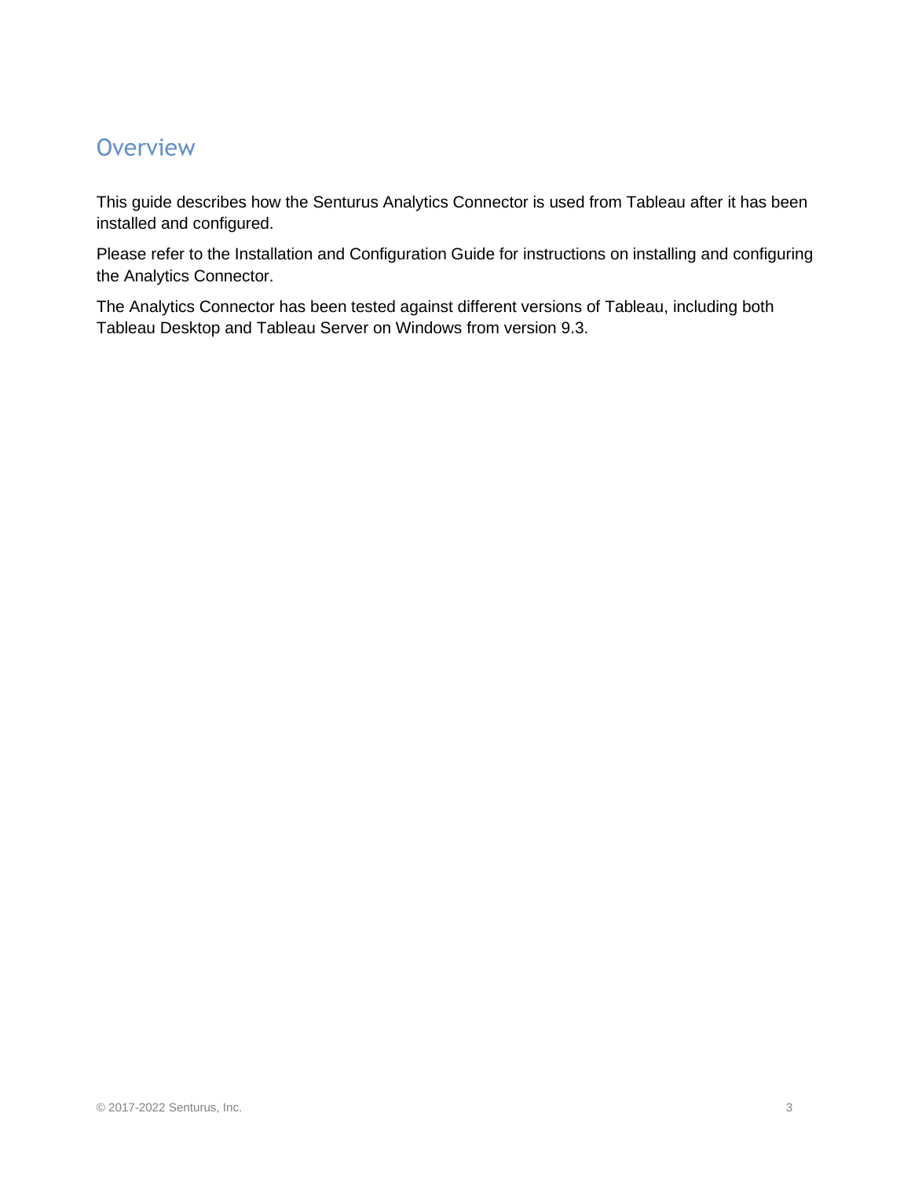# Overview

This guide describes how the Senturus Analytics Connector is used from Tableau after it has been installed and configured.

Please refer to the Installation and Configuration Guide for instructions on installing and configuring the Analytics Connector.

The Analytics Connector has been tested against different versions of Tableau, including both Tableau Desktop and Tableau Server on Windows from version 9.3.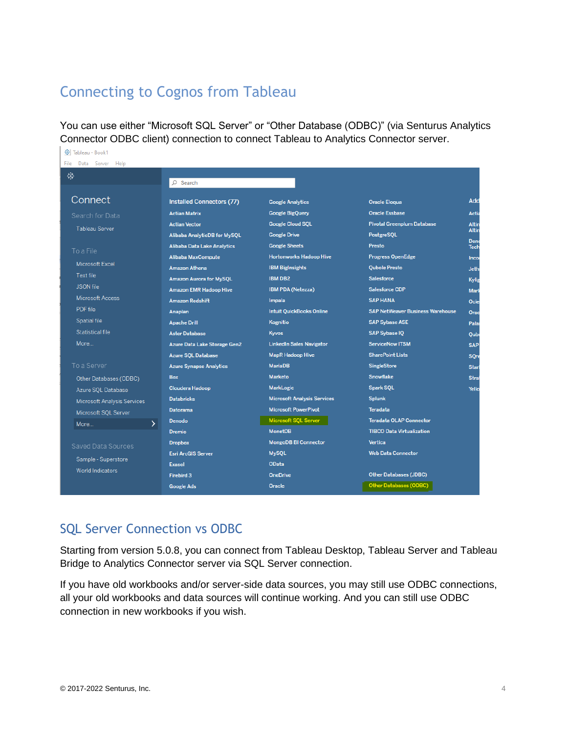# Connecting to Cognos from Tableau

You can use either “Microsoft SQL Server” or “Other Database (ODBC)” (via Senturus Analytics Connector ODBC client) connection to connect Tableau to Analytics Connector server.

## SQL Server Connection vs ODBC

Starting from version 5.0.8, you can connect from Tableau Desktop, Tableau Server and Tableau Bridge to Analytics Connector server via SQL Server connection.

If you have old workbooks and/or server-side data sources, you may still use ODBC connections, all your old workbooks and data sources will continue working. And you can still use ODBC connection in new workbooks if you wish.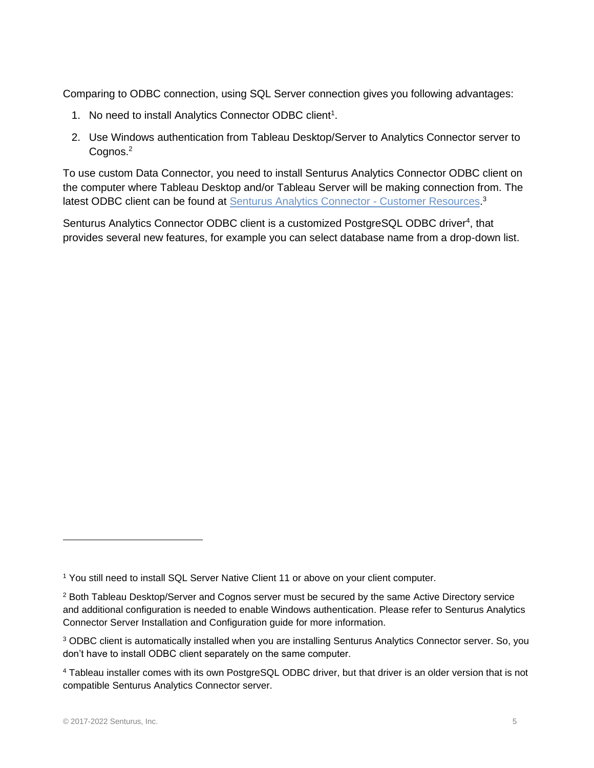Comparing to ODBC connection, using SQL Server connection gives you following advantages:

1. No need to install Analytics Connector ODBC client[1].
2. Use Windows authentication from Tableau Desktop/Server to Analytics Connector server to Cognos.[2]

To use custom Data Connector, you need to install Senturus Analytics Connector ODBC client on the computer where Tableau Desktop and/or Tableau Server will be making connection from. The latest ODBC client can be found at [Senturus Analytics Connector - Customer Resources](#).[3]

Senturus Analytics Connector ODBC client is a customized PostgreSQL ODBC driver[4], that provides several new features, for example you can select database name from a drop-down list.

---

[1] You still need to install SQL Server Native Client 11 or above on your client computer.

[2] Both Tableau Desktop/Server and Cognos server must be secured by the same Active Directory service and additional configuration is needed to enable Windows authentication. Please refer to Senturus Analytics Connector Server Installation and Configuration guide for more information.

[3] ODBC client is automatically installed when you are installing Senturus Analytics Connector server. So, you don't have to install ODBC client separately on the same computer.

[4] Tableau installer comes with its own PostgreSQL ODBC driver, but that driver is an older version that is not compatible Senturus Analytics Connector server.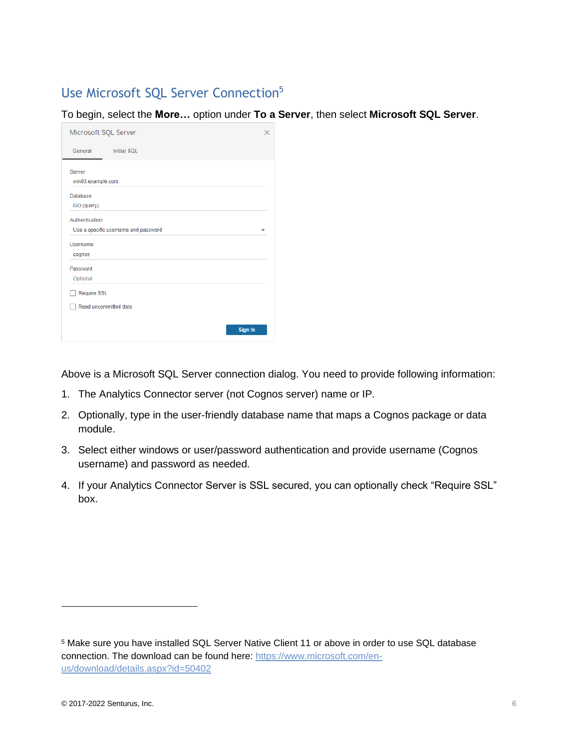## Use Microsoft SQL Server Connection[5]

To begin, select the **More…** option under **To a Server**, then select **Microsoft SQL Server**.

Microsoft SQL Server

General | Initial SQL

Server
win03.example.com

Database
GO (query)

Authentication
Use a specific username and password

Username
cognos

Password
Optional

Require SSL

Read uncommitted data

Sign In

Above is a Microsoft SQL Server connection dialog. You need to provide following information:

1. The Analytics Connector server (not Cognos server) name or IP.
2. Optionally, type in the user-friendly database name that maps a Cognos package or data module.
3. Select either windows or user/password authentication and provide username (Cognos username) and password as needed.
4. If your Analytics Connector Server is SSL secured, you can optionally check "Require SSL" box.

---

[5] Make sure you have installed SQL Server Native Client 11 or above in order to use SQL database connection. The download can be found here: https://www.microsoft.com/en-us/download/details.aspx?id=50402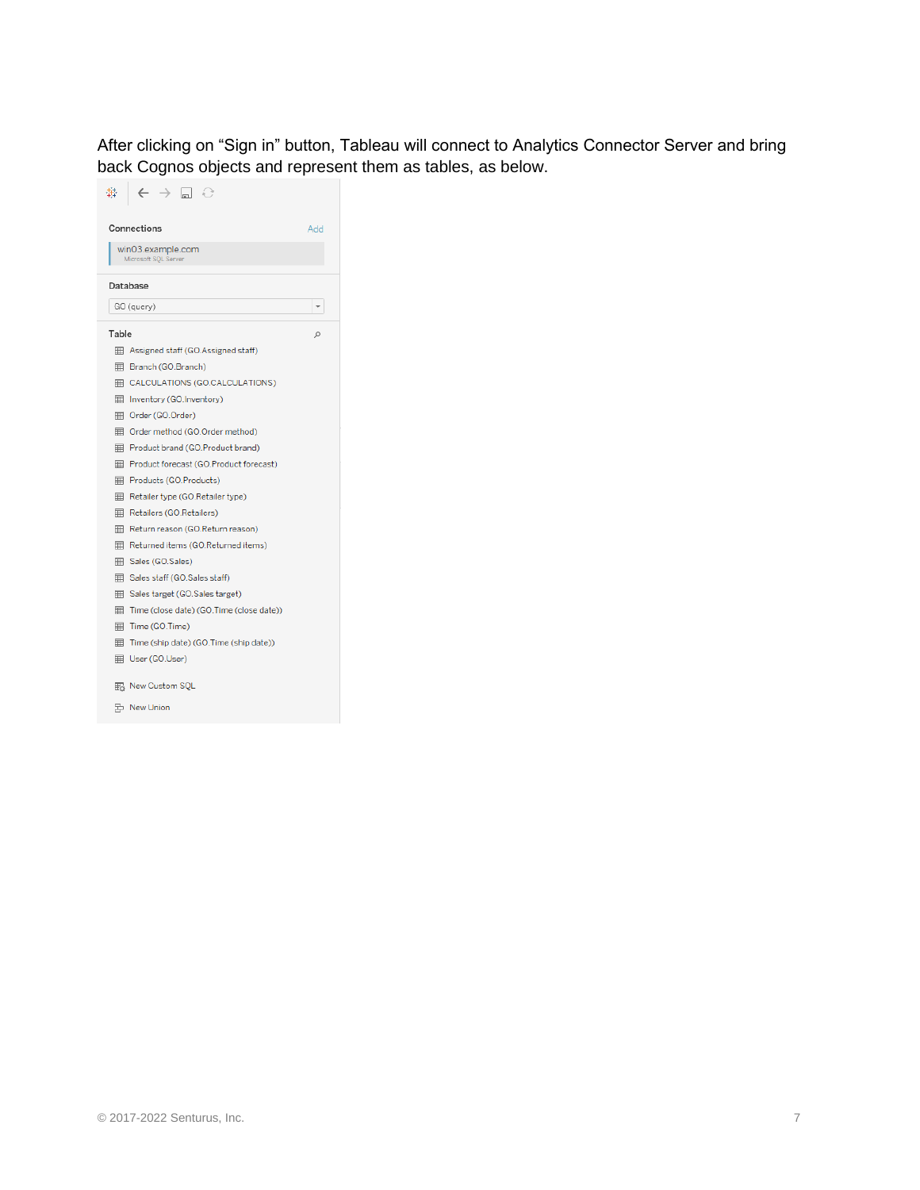After clicking on "Sign in" button, Tableau will connect to Analytics Connector Server and bring back Cognos objects and represent them as tables, as below.

Connections Add

win03.example.com
Microsoft SQL Server

Database

GO (query)

Table

- Assigned staff (GO.Assigned staff)
- Branch (GO.Branch)
- CALCULATIONS (GO.CALCULATIONS)
- Inventory (GO.Inventory)
- Order (GO.Order)
- Order method (GO.Order method)
- Product brand (GO.Product brand)
- Product forecast (GO.Product forecast)
- Products (GO.Products)
- Retailer type (GO.Retailer type)
- Retailers (GO.Retailers)
- Return reason (GO.Return reason)
- Returned items (GO.Returned items)
- Sales (GO.Sales)
- Sales staff (GO.Sales staff)
- Sales target (GO.Sales target)
- Time (close date) (GO.Time (close date))
- Time (GO.Time)
- Time (ship date) (GO.Time (ship date))
- User (GO.User)

New Custom SQL

New Union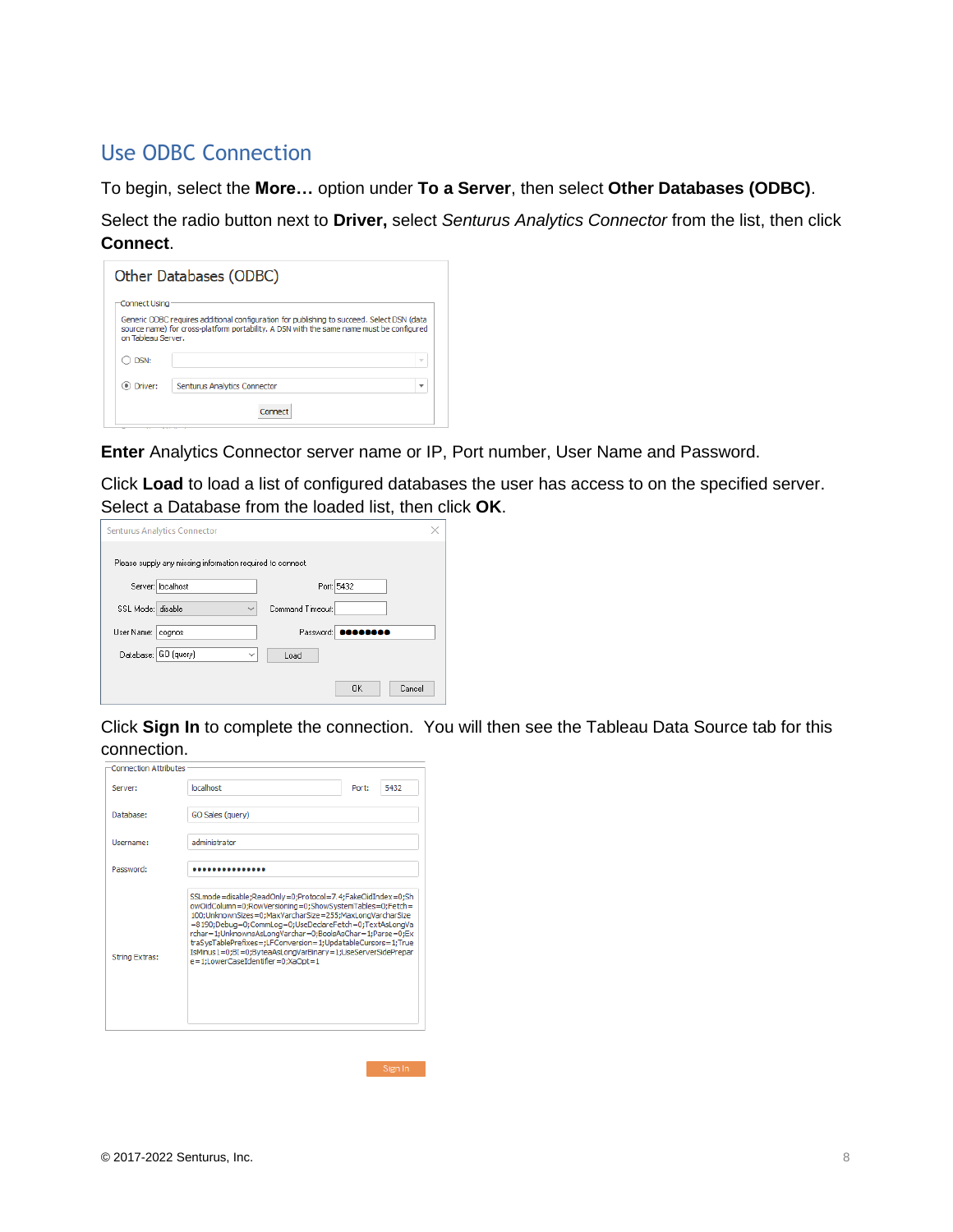## Use ODBC Connection

To begin, select the **More…** option under **To a Server**, then select **Other Databases (ODBC)**.

Select the radio button next to **Driver,** select *Senturus Analytics Connector* from the list, then click **Connect**.

**Enter** Analytics Connector server name or IP, Port number, User Name and Password.

Click **Load** to load a list of configured databases the user has access to on the specified server. Select a Database from the loaded list, then click **OK**.

Click **Sign In** to complete the connection. You will then see the Tableau Data Source tab for this connection.

© 2017-2022 Senturus, Inc.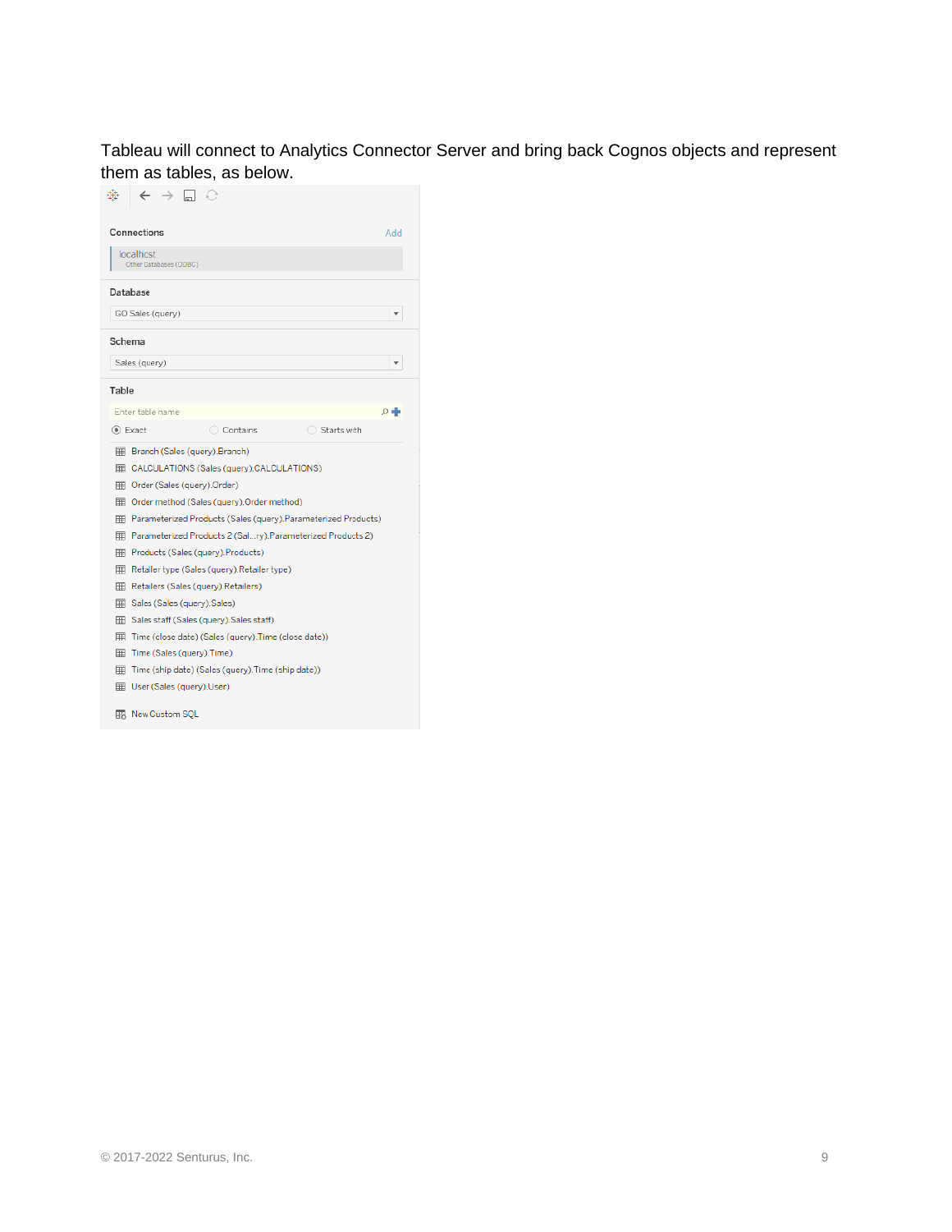Tableau will connect to Analytics Connector Server and bring back Cognos objects and represent them as tables, as below.

Connections Add

localhost
Other Databases (ODBC)

Database

GO Sales (query)

Schema

Sales (query)

Table

Enter table name

Exact Contains Starts with

- Branch (Sales (query).Branch)
- CALCULATIONS (Sales (query).CALCULATIONS)
- Order (Sales (query).Order)
- Order method (Sales (query).Order method)
- Parameterized Products (Sales (query).Parameterized Products)
- Parameterized Products 2 (Sal...ry).Parameterized Products 2)
- Products (Sales (query).Products)
- Retailer type (Sales (query).Retailer type)
- Retailers (Sales (query).Retailers)
- Sales (Sales (query).Sales)
- Sales staff (Sales (query).Sales staff)
- Time (close date) (Sales (query).Time (close date))
- Time (Sales (query).Time)
- Time (ship date) (Sales (query).Time (ship date))
- User (Sales (query).User)

New Custom SQL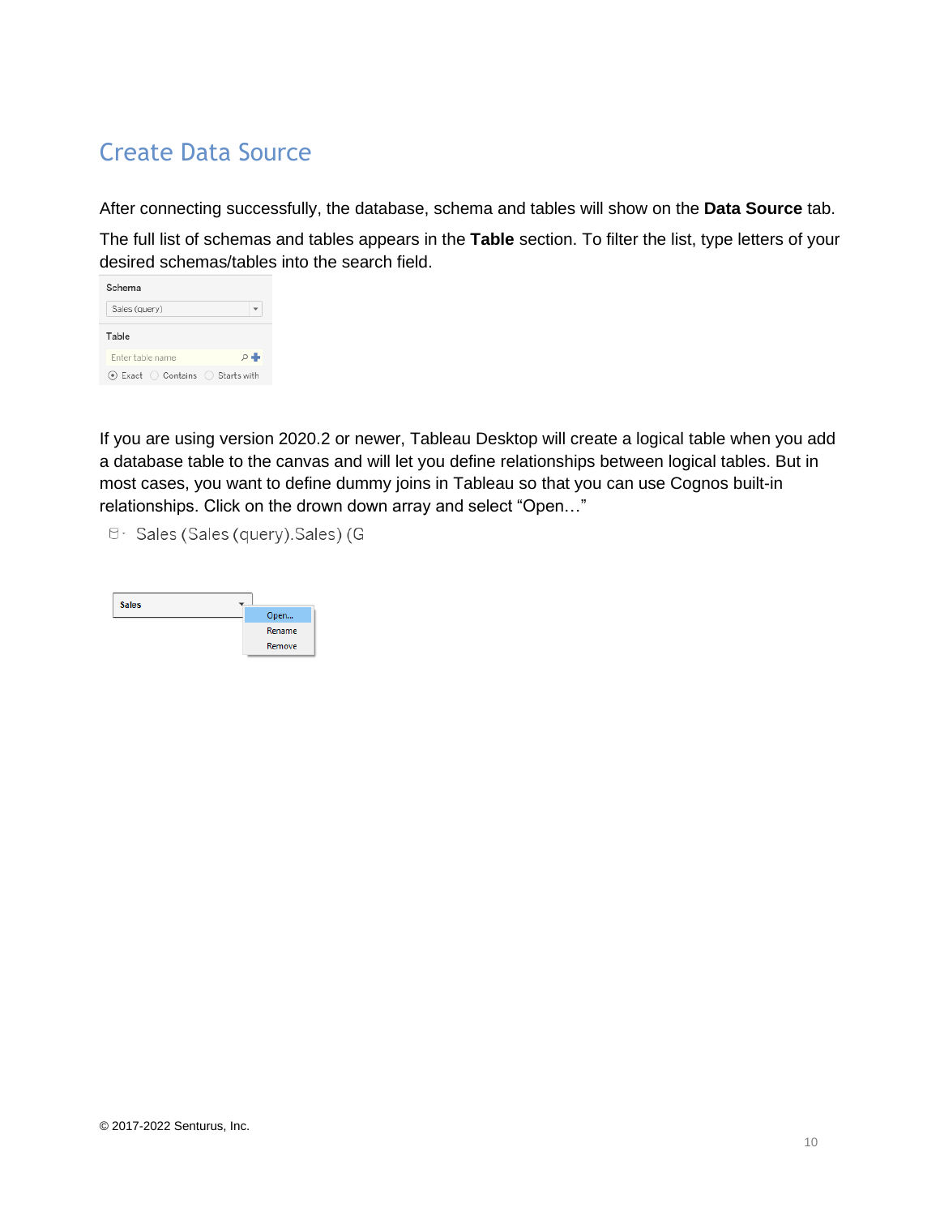# Create Data Source

After connecting successfully, the database, schema and tables will show on the **Data Source** tab.

The full list of schemas and tables appears in the **Table** section. To filter the list, type letters of your desired schemas/tables into the search field.

If you are using version 2020.2 or newer, Tableau Desktop will create a logical table when you add a database table to the canvas and will let you define relationships between logical tables. But in most cases, you want to define dummy joins in Tableau so that you can use Cognos built-in relationships. Click on the drown down array and select "Open…"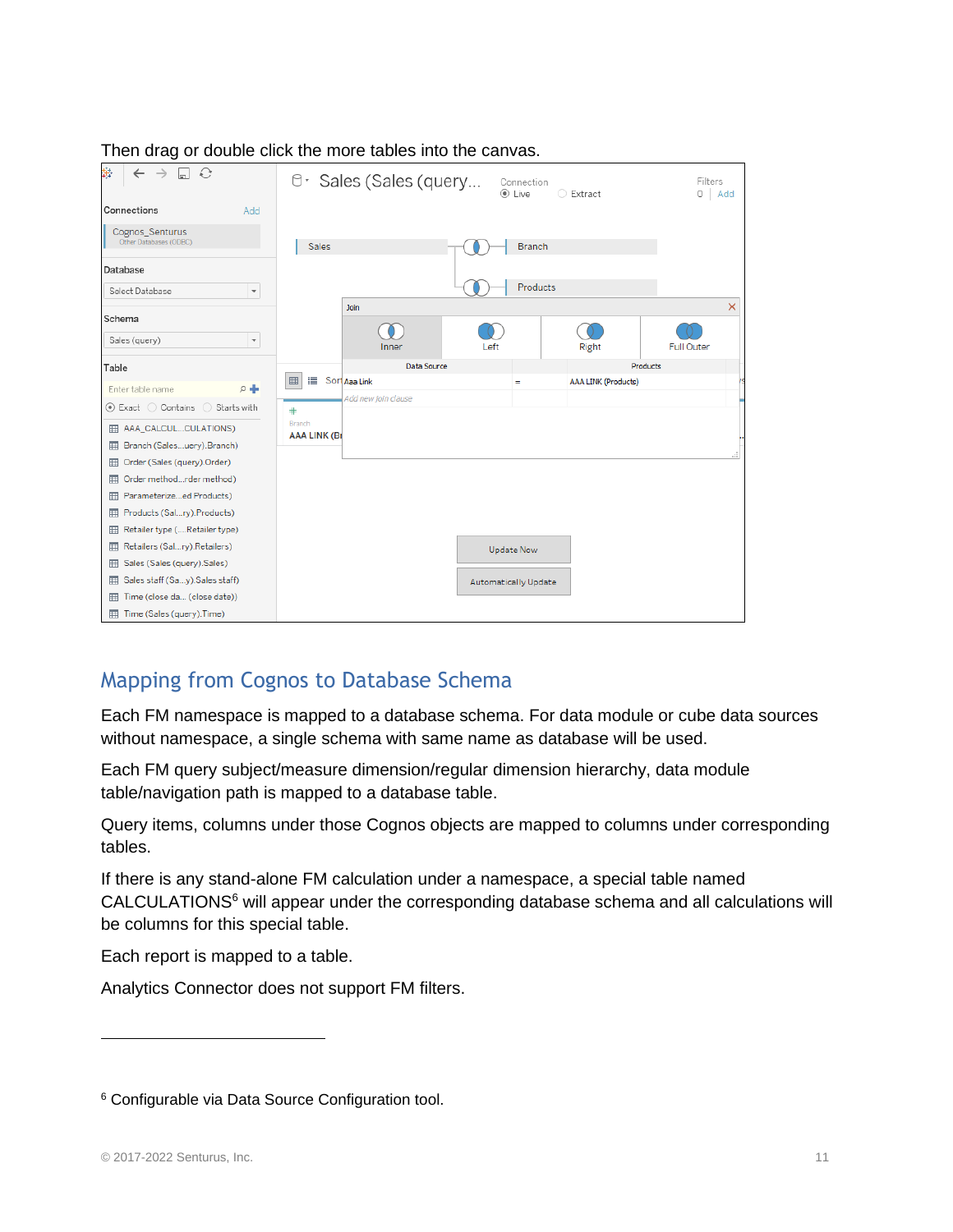Then drag or double click the more tables into the canvas.

## Mapping from Cognos to Database Schema

Each FM namespace is mapped to a database schema. For data module or cube data sources without namespace, a single schema with same name as database will be used.

Each FM query subject/measure dimension/regular dimension hierarchy, data module table/navigation path is mapped to a database table.

Query items, columns under those Cognos objects are mapped to columns under corresponding tables.

If there is any stand-alone FM calculation under a namespace, a special table named CALCULATIONS[6] will appear under the corresponding database schema and all calculations will be columns for this special table.

Each report is mapped to a table.

Analytics Connector does not support FM filters.

---

[6] Configurable via Data Source Configuration tool.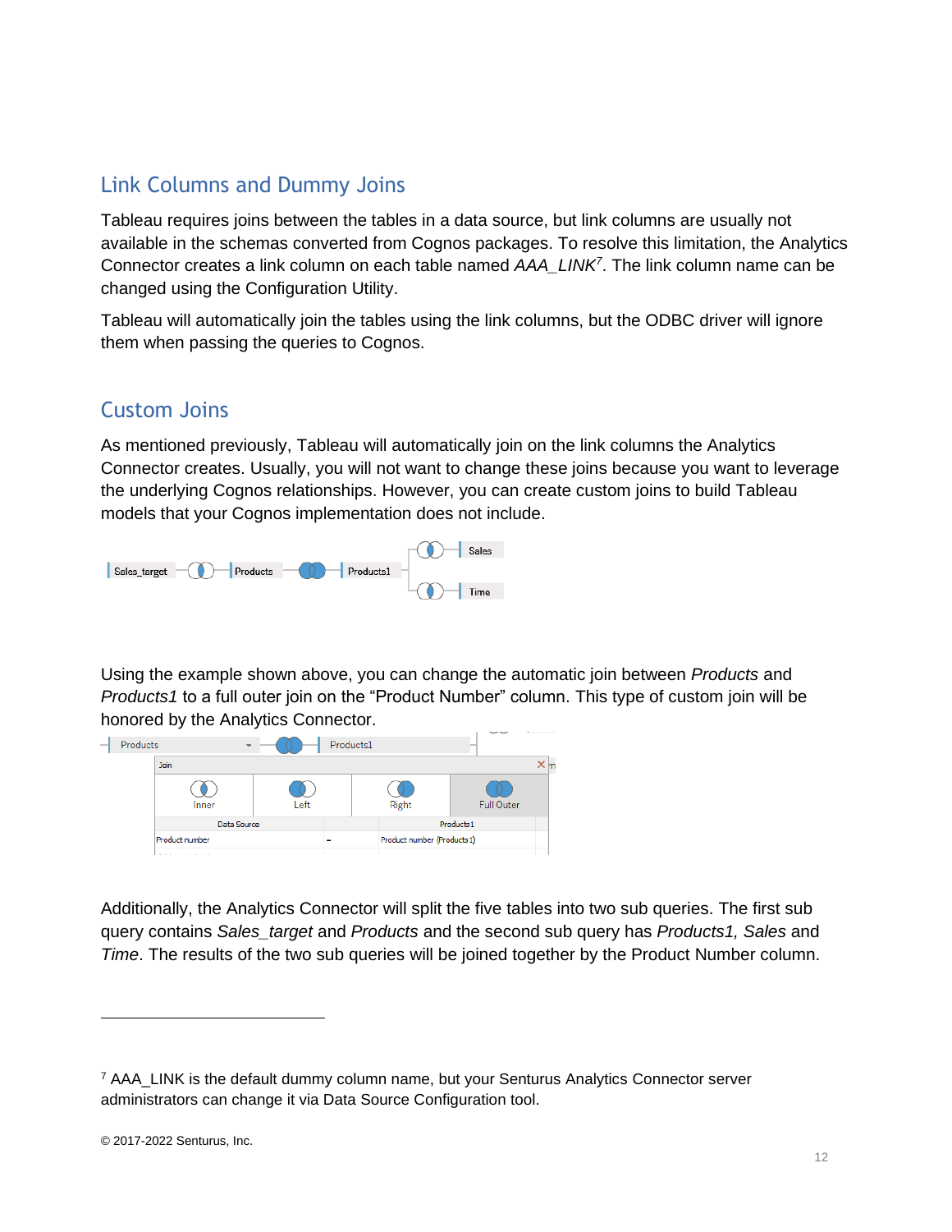## Link Columns and Dummy Joins

Tableau requires joins between the tables in a data source, but link columns are usually not available in the schemas converted from Cognos packages. To resolve this limitation, the Analytics Connector creates a link column on each table named *AAA_LINK*[7]. The link column name can be changed using the Configuration Utility.

Tableau will automatically join the tables using the link columns, but the ODBC driver will ignore them when passing the queries to Cognos.

## Custom Joins

As mentioned previously, Tableau will automatically join on the link columns the Analytics Connector creates. Usually, you will not want to change these joins because you want to leverage the underlying Cognos relationships. However, you can create custom joins to build Tableau models that your Cognos implementation does not include.

Using the example shown above, you can change the automatic join between *Products* and *Products1* to a full outer join on the "Product Number" column. This type of custom join will be honored by the Analytics Connector.

Additionally, the Analytics Connector will split the five tables into two sub queries. The first sub query contains *Sales_target* and *Products* and the second sub query has *Products1, Sales* and *Time*. The results of the two sub queries will be joined together by the Product Number column.

---

[7] AAA_LINK is the default dummy column name, but your Senturus Analytics Connector server administrators can change it via Data Source Configuration tool.

© 2017-2022 Senturus, Inc.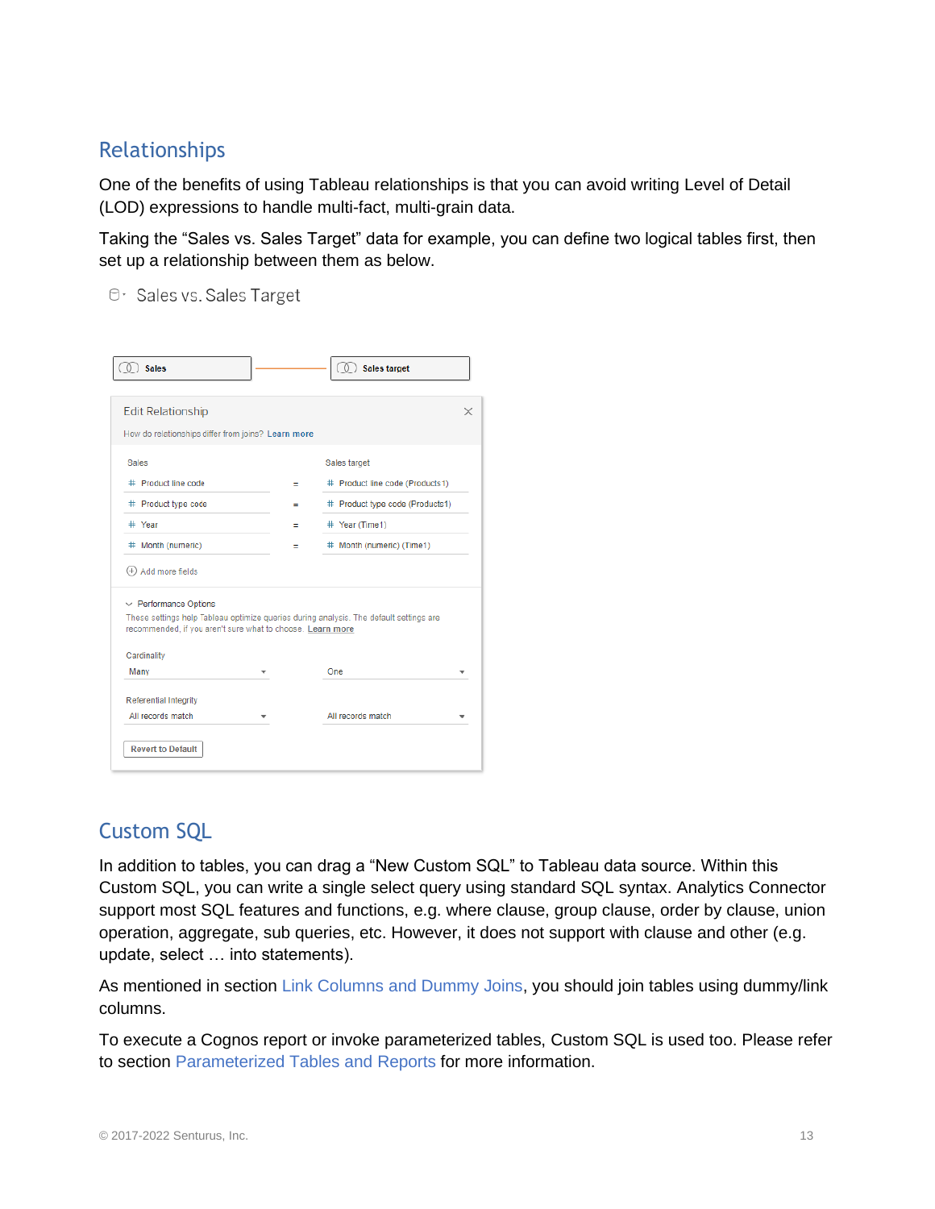## Relationships

One of the benefits of using Tableau relationships is that you can avoid writing Level of Detail (LOD) expressions to handle multi-fact, multi-grain data.

Taking the "Sales vs. Sales Target" data for example, you can define two logical tables first, then set up a relationship between them as below.

## Custom SQL

In addition to tables, you can drag a "New Custom SQL" to Tableau data source. Within this Custom SQL, you can write a single select query using standard SQL syntax. Analytics Connector support most SQL features and functions, e.g. where clause, group clause, order by clause, union operation, aggregate, sub queries, etc. However, it does not support with clause and other (e.g. update, select … into statements).

As mentioned in section Link Columns and Dummy Joins, you should join tables using dummy/link columns.

To execute a Cognos report or invoke parameterized tables, Custom SQL is used too. Please refer to section Parameterized Tables and Reports for more information.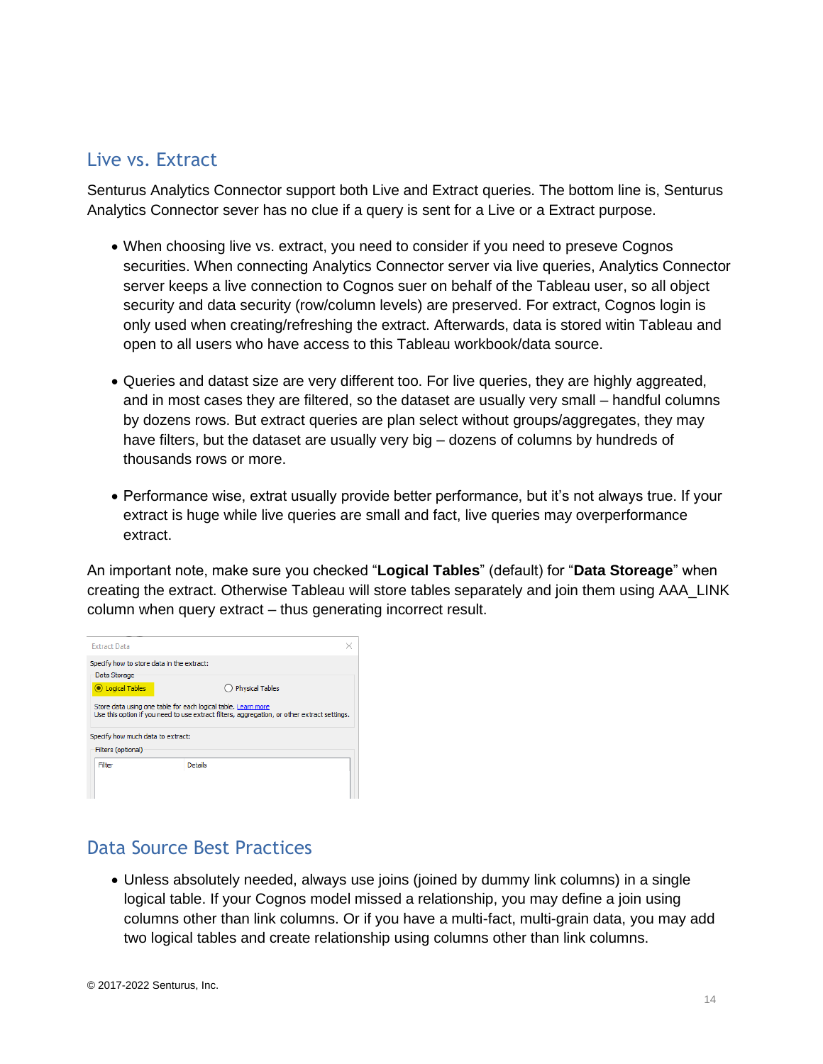## Live vs. Extract

Senturus Analytics Connector support both Live and Extract queries. The bottom line is, Senturus Analytics Connector sever has no clue if a query is sent for a Live or a Extract purpose.

- When choosing live vs. extract, you need to consider if you need to preseve Cognos securities. When connecting Analytics Connector server via live queries, Analytics Connector server keeps a live connection to Cognos suer on behalf of the Tableau user, so all object security and data security (row/column levels) are preserved. For extract, Cognos login is only used when creating/refreshing the extract. Afterwards, data is stored witin Tableau and open to all users who have access to this Tableau workbook/data source.
- Queries and datast size are very different too. For live queries, they are highly aggreated, and in most cases they are filtered, so the dataset are usually very small – handful columns by dozens rows. But extract queries are plan select without groups/aggregates, they may have filters, but the dataset are usually very big – dozens of columns by hundreds of thousands rows or more.
- Performance wise, extrat usually provide better performance, but it's not always true. If your extract is huge while live queries are small and fact, live queries may overperformance extract.

An important note, make sure you checked "**Logical Tables**" (default) for "**Data Storeage**" when creating the extract. Otherwise Tableau will store tables separately and join them using AAA_LINK column when query extract – thus generating incorrect result.

## Data Source Best Practices

- Unless absolutely needed, always use joins (joined by dummy link columns) in a single logical table. If your Cognos model missed a relationship, you may define a join using columns other than link columns. Or if you have a multi-fact, multi-grain data, you may add two logical tables and create relationship using columns other than link columns.

© 2017-2022 Senturus, Inc.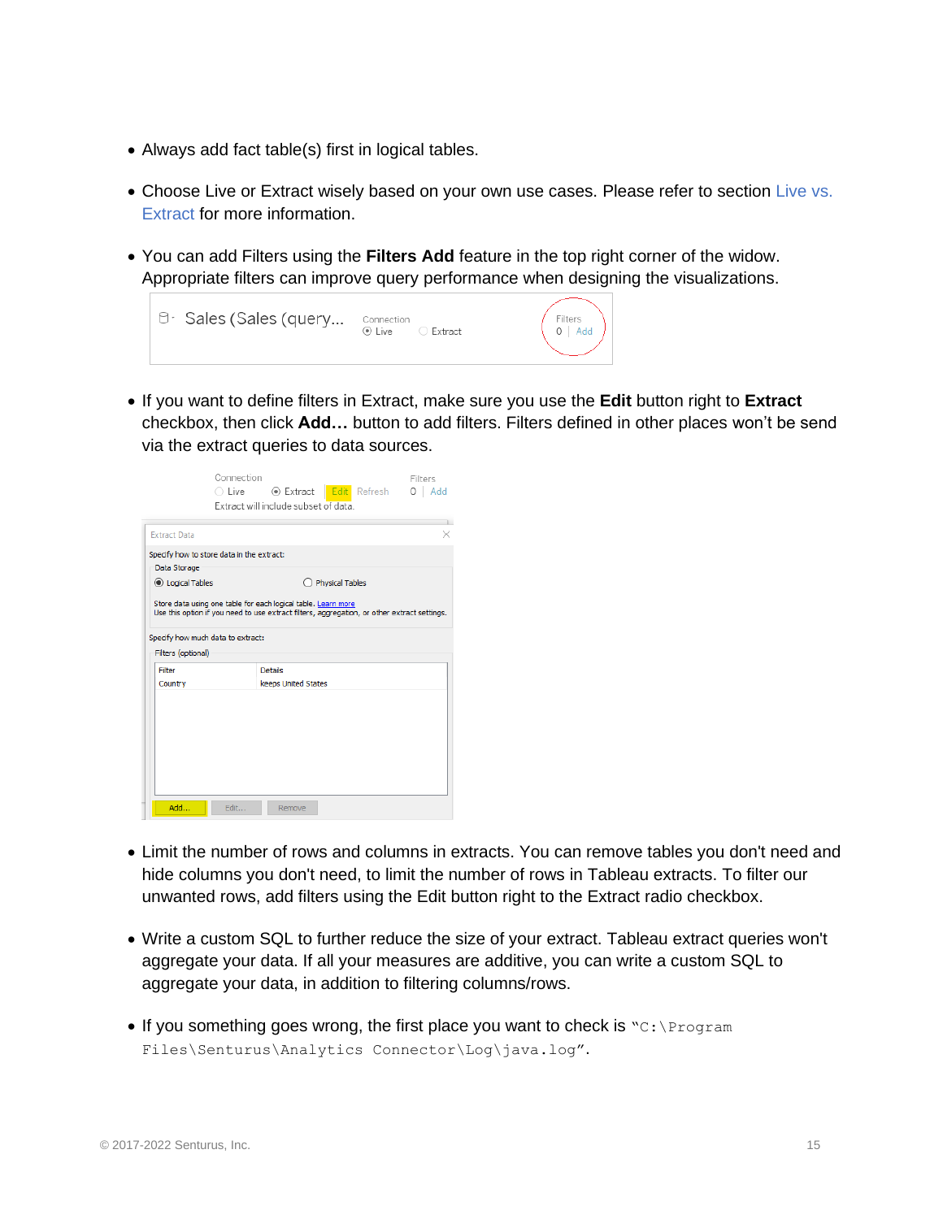- Always add fact table(s) first in logical tables.
- Choose Live or Extract wisely based on your own use cases. Please refer to section Live vs. Extract for more information.
- You can add Filters using the **Filters Add** feature in the top right corner of the widow. Appropriate filters can improve query performance when designing the visualizations.
- If you want to define filters in Extract, make sure you use the **Edit** button right to **Extract** checkbox, then click **Add…** button to add filters. Filters defined in other places won't be send via the extract queries to data sources.
- Limit the number of rows and columns in extracts. You can remove tables you don't need and hide columns you don't need, to limit the number of rows in Tableau extracts. To filter our unwanted rows, add filters using the Edit button right to the Extract radio checkbox.
- Write a custom SQL to further reduce the size of your extract. Tableau extract queries won't aggregate your data. If all your measures are additive, you can write a custom SQL to aggregate your data, in addition to filtering columns/rows.
- If you something goes wrong, the first place you want to check is "`C:\Program Files\Senturus\Analytics Connector\Log\java.log`".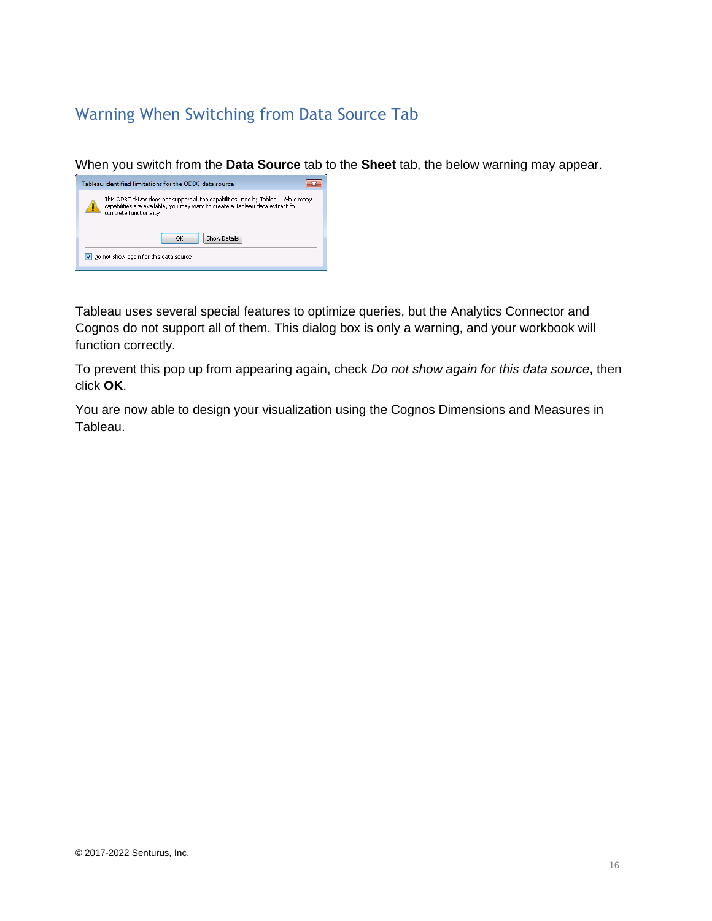## Warning When Switching from Data Source Tab

When you switch from the **Data Source** tab to the **Sheet** tab, the below warning may appear.

Tableau uses several special features to optimize queries, but the Analytics Connector and Cognos do not support all of them. This dialog box is only a warning, and your workbook will function correctly.

To prevent this pop up from appearing again, check *Do not show again for this data source*, then click **OK**.

You are now able to design your visualization using the Cognos Dimensions and Measures in Tableau.

© 2017-2022 Senturus, Inc.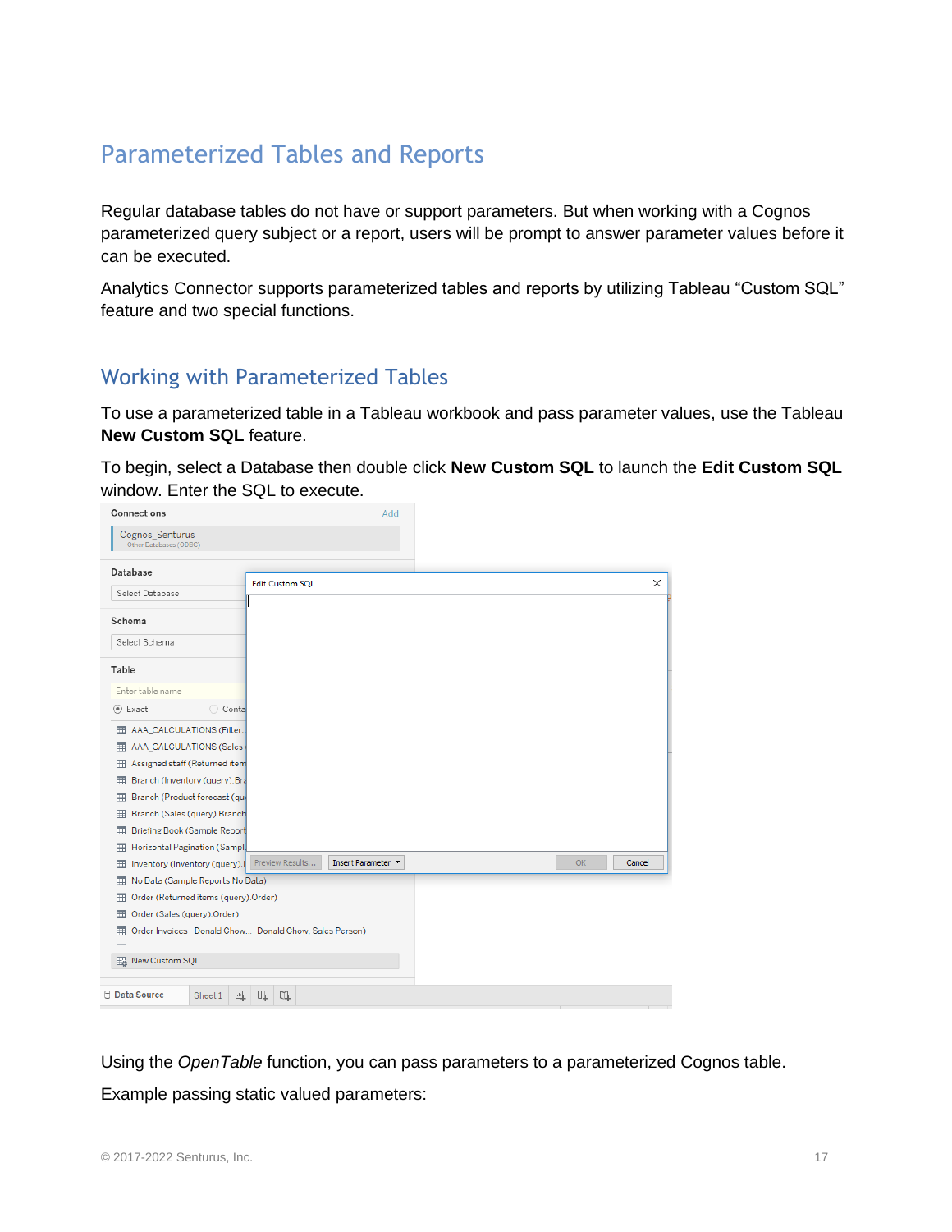# Parameterized Tables and Reports

Regular database tables do not have or support parameters. But when working with a Cognos parameterized query subject or a report, users will be prompt to answer parameter values before it can be executed.

Analytics Connector supports parameterized tables and reports by utilizing Tableau "Custom SQL" feature and two special functions.

## Working with Parameterized Tables

To use a parameterized table in a Tableau workbook and pass parameter values, use the Tableau **New Custom SQL** feature.

To begin, select a Database then double click **New Custom SQL** to launch the **Edit Custom SQL** window. Enter the SQL to execute.

Using the *OpenTable* function, you can pass parameters to a parameterized Cognos table.

Example passing static valued parameters: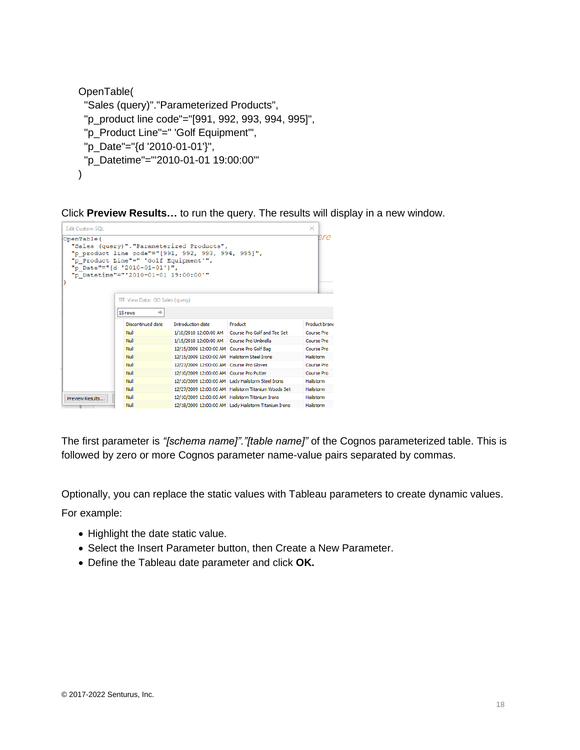```
OpenTable(
  "Sales (query)"."Parameterized Products",
  "p_product line code"="[991, 992, 993, 994, 995]",
  "p_Product Line"=" 'Golf Equipment'",
  "p_Date"="{d '2010-01-01'}",
  "p_Datetime"="'2010-01-01 19:00:00'"
)
```

Click **Preview Results…** to run the query. The results will display in a new window.

The first parameter is *"[schema name]"."[table name]"* of the Cognos parameterized table. This is followed by zero or more Cognos parameter name-value pairs separated by commas.

Optionally, you can replace the static values with Tableau parameters to create dynamic values.

For example:

- Highlight the date static value.
- Select the Insert Parameter button, then Create a New Parameter.
- Define the Tableau date parameter and click **OK.**

© 2017-2022 Senturus, Inc.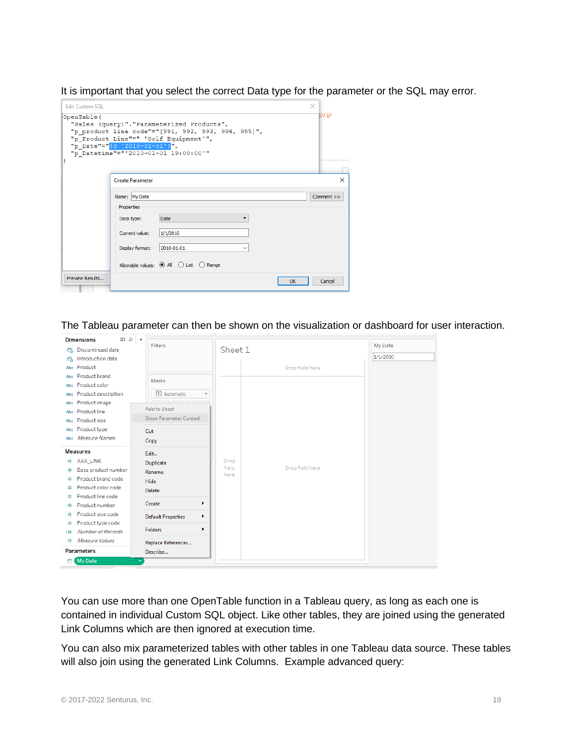It is important that you select the correct Data type for the parameter or the SQL may error.

The Tableau parameter can then be shown on the visualization or dashboard for user interaction.

You can use more than one OpenTable function in a Tableau query, as long as each one is contained in individual Custom SQL object. Like other tables, they are joined using the generated Link Columns which are then ignored at execution time.

You can also mix parameterized tables with other tables in one Tableau data source. These tables will also join using the generated Link Columns. Example advanced query:

© 2017-2022 Senturus, Inc.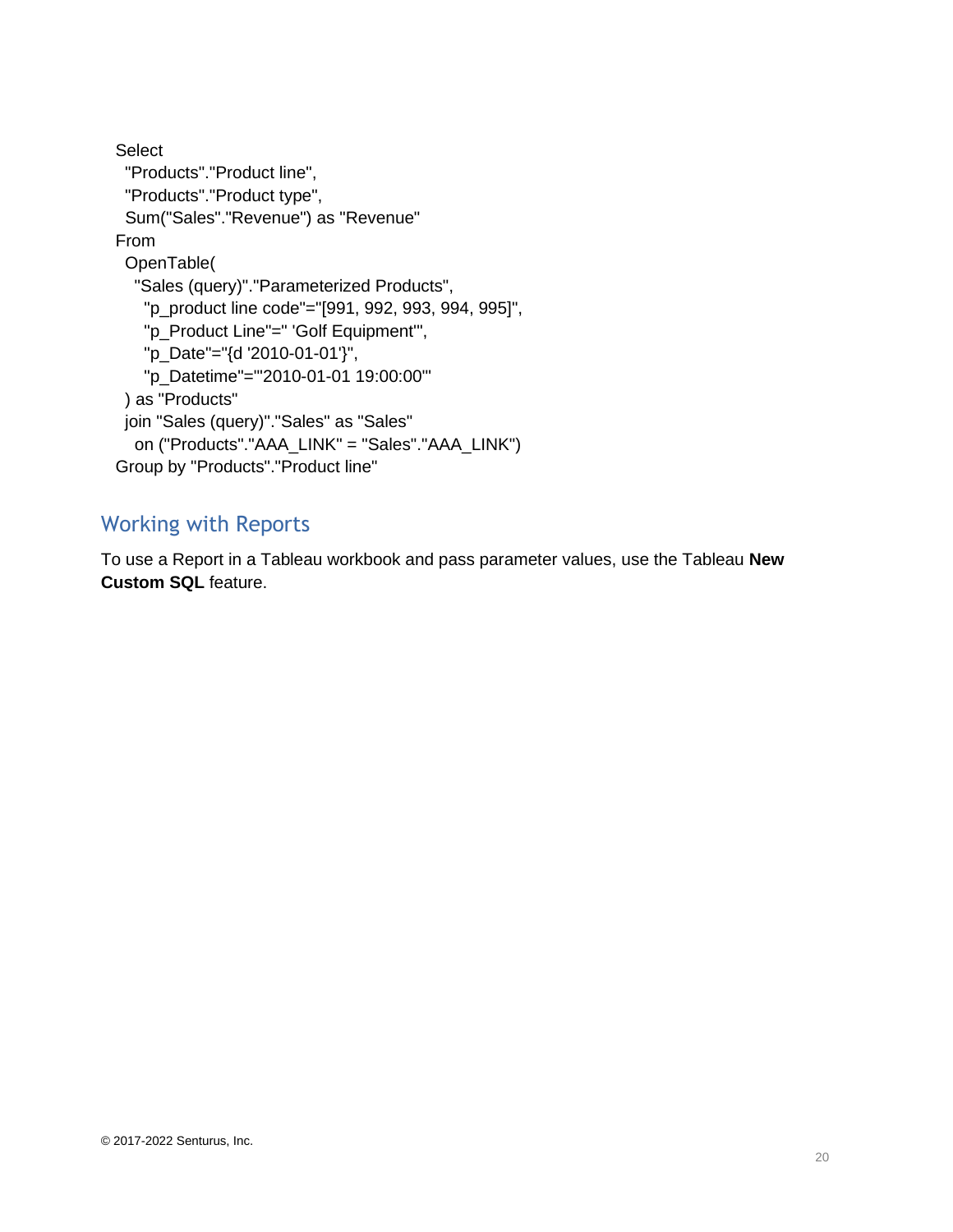```
Select
  "Products"."Product line",
  "Products"."Product type",
  Sum("Sales"."Revenue") as "Revenue"
From
  OpenTable(
    "Sales (query)"."Parameterized Products",
      "p_product line code"="[991, 992, 993, 994, 995]",
      "p_Product Line"=" 'Golf Equipment'",
      "p_Date"="{d '2010-01-01'}",
      "p_Datetime"="'2010-01-01 19:00:00'"
  ) as "Products"
  join "Sales (query)"."Sales" as "Sales"
    on ("Products"."AAA_LINK" = "Sales"."AAA_LINK")
Group by "Products"."Product line"
```

## Working with Reports

To use a Report in a Tableau workbook and pass parameter values, use the Tableau **New Custom SQL** feature.

© 2017-2022 Senturus, Inc.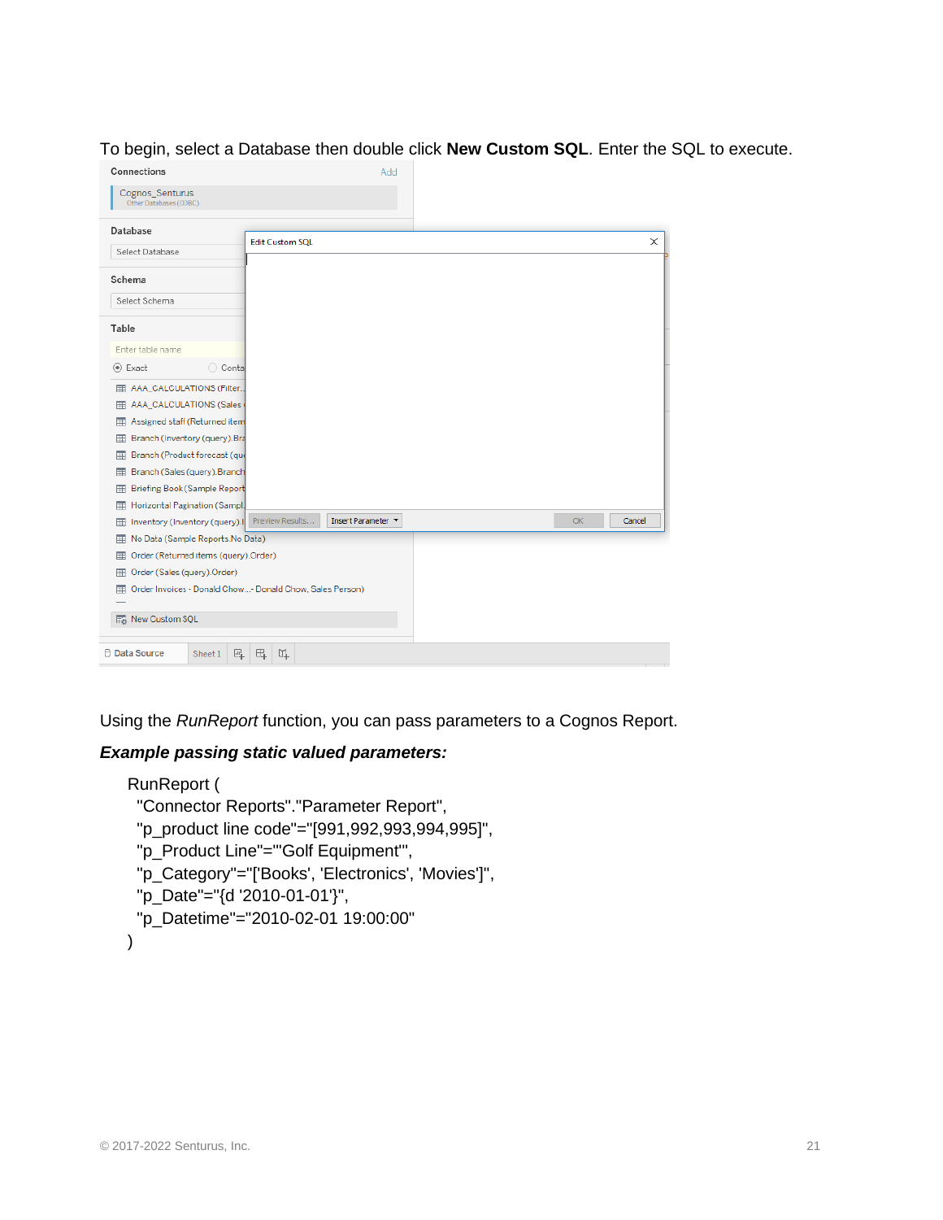To begin, select a Database then double click **New Custom SQL**. Enter the SQL to execute.

Using the *RunReport* function, you can pass parameters to a Cognos Report.

***Example passing static valued parameters:***

```
RunReport (
  "Connector Reports"."Parameter Report",
  "p_product line code"="[991,992,993,994,995]",
  "p_Product Line"="'Golf Equipment'",
  "p_Category"="['Books', 'Electronics', 'Movies']",
  "p_Date"="{d '2010-01-01'}",
  "p_Datetime"="2010-02-01 19:00:00"
)
```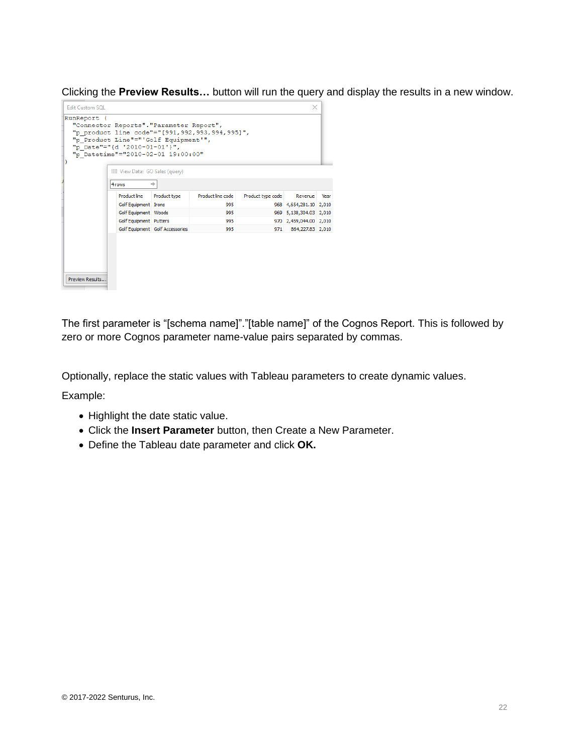Clicking the **Preview Results…** button will run the query and display the results in a new window.

Edit Custom SQL

```
RunReport (
  "Connector Reports"."Parameter Report",
  "p_product line code"="[991,992,993,994,995]",
  "p_Product Line"="'Golf Equipment'",
  "p_Date"="{d '2010-01-01'}",
  "p_Datetime"="2010-02-01 19:00:00"
)
```

View Data: GO Sales (query)

4 rows

| Product line | Product type | Product line code | Product type code | Revenue | Year |
| --- | --- | --- | --- | --- | --- |
| Golf Equipment | Irons | 995 | 968 | 4,654,281.10 | 2,010 |
| Golf Equipment | Woods | 995 | 969 | 5,138,304.03 | 2,010 |
| Golf Equipment | Putters | 995 | 970 | 2,459,044.00 | 2,010 |
| Golf Equipment | Golf Accessories | 995 | 971 | 864,227.83 | 2,010 |

Preview Results...

The first parameter is "[schema name]"."[table name]" of the Cognos Report. This is followed by zero or more Cognos parameter name-value pairs separated by commas.

Optionally, replace the static values with Tableau parameters to create dynamic values.

Example:

- Highlight the date static value.
- Click the **Insert Parameter** button, then Create a New Parameter.
- Define the Tableau date parameter and click **OK.**

© 2017-2022 Senturus, Inc.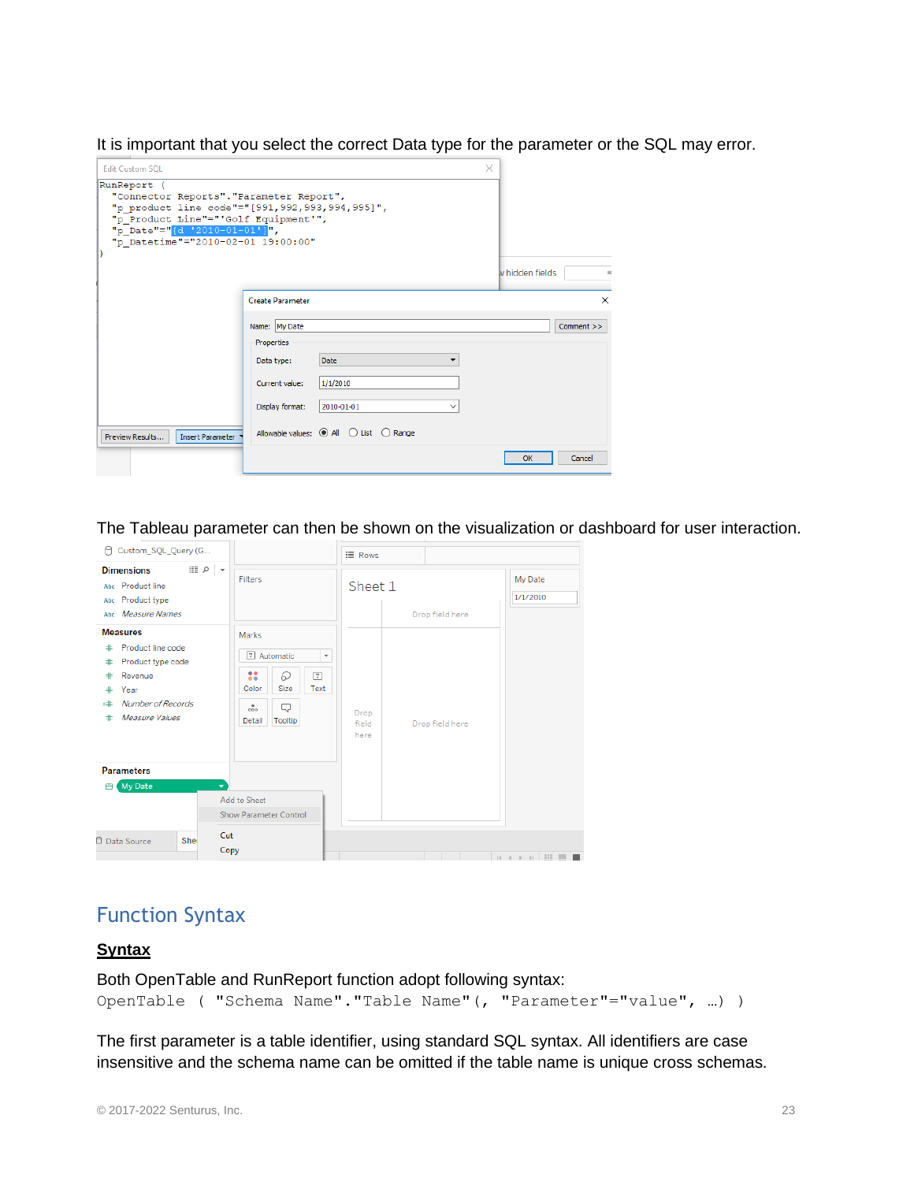It is important that you select the correct Data type for the parameter or the SQL may error.

The Tableau parameter can then be shown on the visualization or dashboard for user interaction.

## Function Syntax

**Syntax**

Both OpenTable and RunReport function adopt following syntax:

```
OpenTable ( "Schema Name"."Table Name"(, "Parameter"="value", …) )
```

The first parameter is a table identifier, using standard SQL syntax. All identifiers are case insensitive and the schema name can be omitted if the table name is unique cross schemas.

© 2017-2022 Senturus, Inc.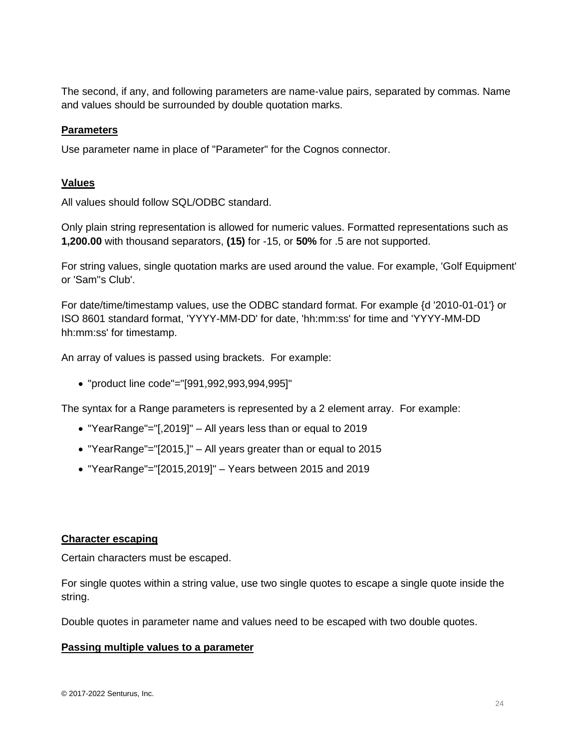The second, if any, and following parameters are name-value pairs, separated by commas. Name and values should be surrounded by double quotation marks.

**Parameters**

Use parameter name in place of "Parameter" for the Cognos connector.

**Values**

All values should follow SQL/ODBC standard.

Only plain string representation is allowed for numeric values. Formatted representations such as **1,200.00** with thousand separators, **(15)** for -15, or **50%** for .5 are not supported.

For string values, single quotation marks are used around the value. For example, 'Golf Equipment' or 'Sam''s Club'.

For date/time/timestamp values, use the ODBC standard format. For example {d '2010-01-01'} or ISO 8601 standard format, 'YYYY-MM-DD' for date, 'hh:mm:ss' for time and 'YYYY-MM-DD hh:mm:ss' for timestamp.

An array of values is passed using brackets. For example:

- "product line code"="[991,992,993,994,995]"

The syntax for a Range parameters is represented by a 2 element array. For example:

- "YearRange"="[,2019]" – All years less than or equal to 2019
- "YearRange"="[2015,]" – All years greater than or equal to 2015
- "YearRange"="[2015,2019]" – Years between 2015 and 2019

**Character escaping**

Certain characters must be escaped.

For single quotes within a string value, use two single quotes to escape a single quote inside the string.

Double quotes in parameter name and values need to be escaped with two double quotes.

**Passing multiple values to a parameter**

© 2017-2022 Senturus, Inc.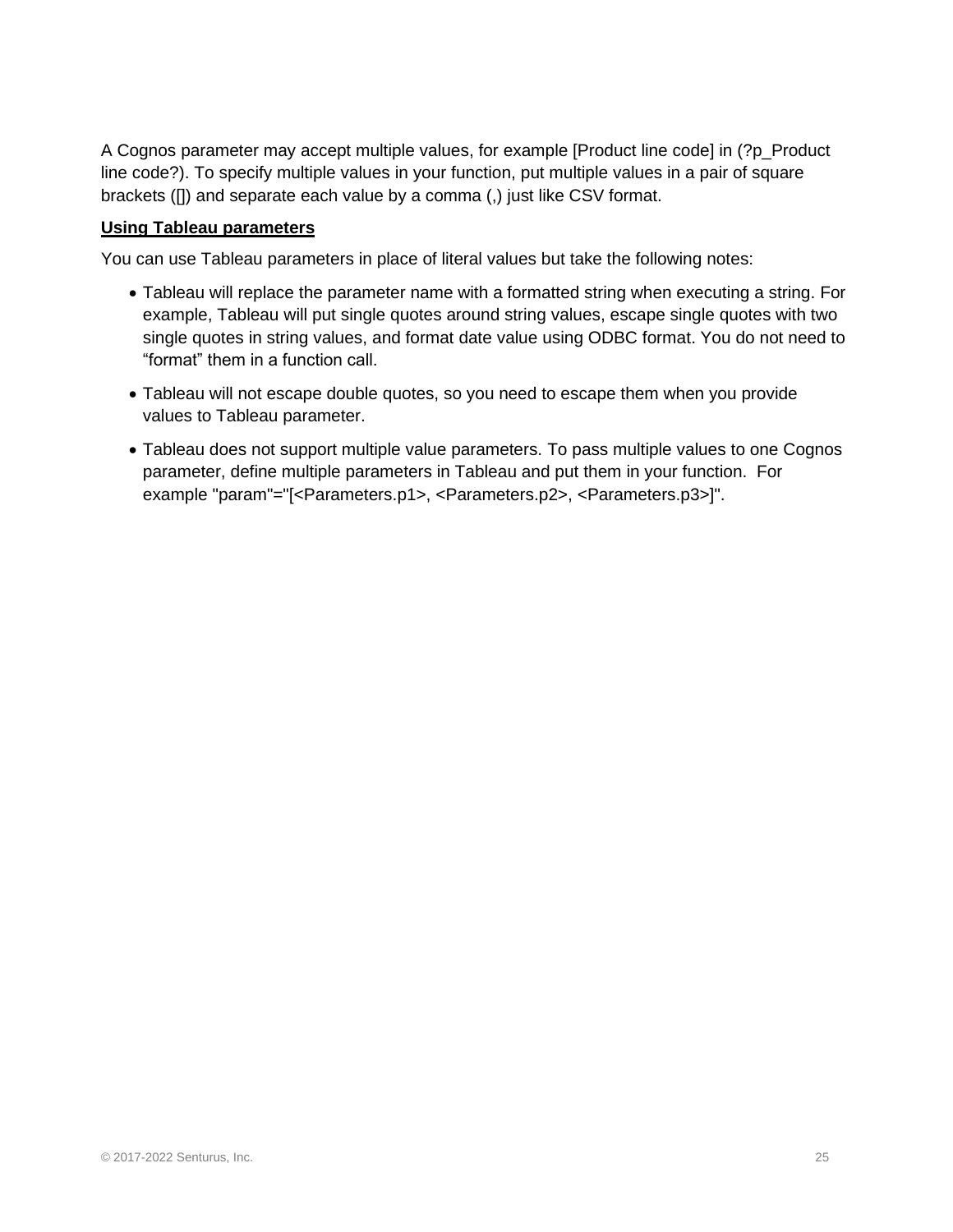A Cognos parameter may accept multiple values, for example [Product line code] in (?p_Product line code?). To specify multiple values in your function, put multiple values in a pair of square brackets ([]) and separate each value by a comma (,) just like CSV format.

**Using Tableau parameters**

You can use Tableau parameters in place of literal values but take the following notes:

- Tableau will replace the parameter name with a formatted string when executing a string. For example, Tableau will put single quotes around string values, escape single quotes with two single quotes in string values, and format date value using ODBC format. You do not need to “format” them in a function call.
- Tableau will not escape double quotes, so you need to escape them when you provide values to Tableau parameter.
- Tableau does not support multiple value parameters. To pass multiple values to one Cognos parameter, define multiple parameters in Tableau and put them in your function. For example "param"="[<Parameters.p1>, <Parameters.p2>, <Parameters.p3>]".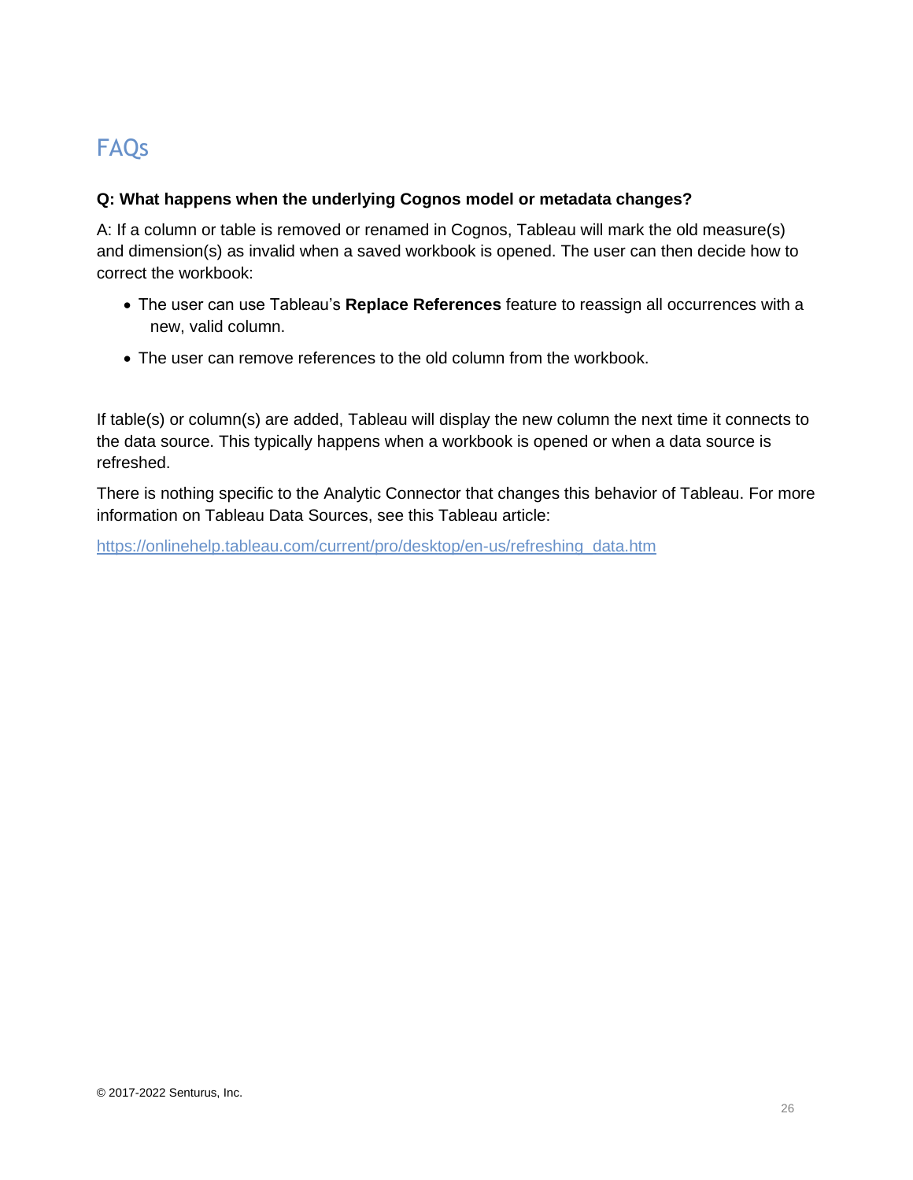# FAQs

**Q: What happens when the underlying Cognos model or metadata changes?**

A: If a column or table is removed or renamed in Cognos, Tableau will mark the old measure(s) and dimension(s) as invalid when a saved workbook is opened. The user can then decide how to correct the workbook:

- The user can use Tableau's **Replace References** feature to reassign all occurrences with a new, valid column.
- The user can remove references to the old column from the workbook.

If table(s) or column(s) are added, Tableau will display the new column the next time it connects to the data source. This typically happens when a workbook is opened or when a data source is refreshed.

There is nothing specific to the Analytic Connector that changes this behavior of Tableau. For more information on Tableau Data Sources, see this Tableau article:

https://onlinehelp.tableau.com/current/pro/desktop/en-us/refreshing_data.htm

© 2017-2022 Senturus, Inc.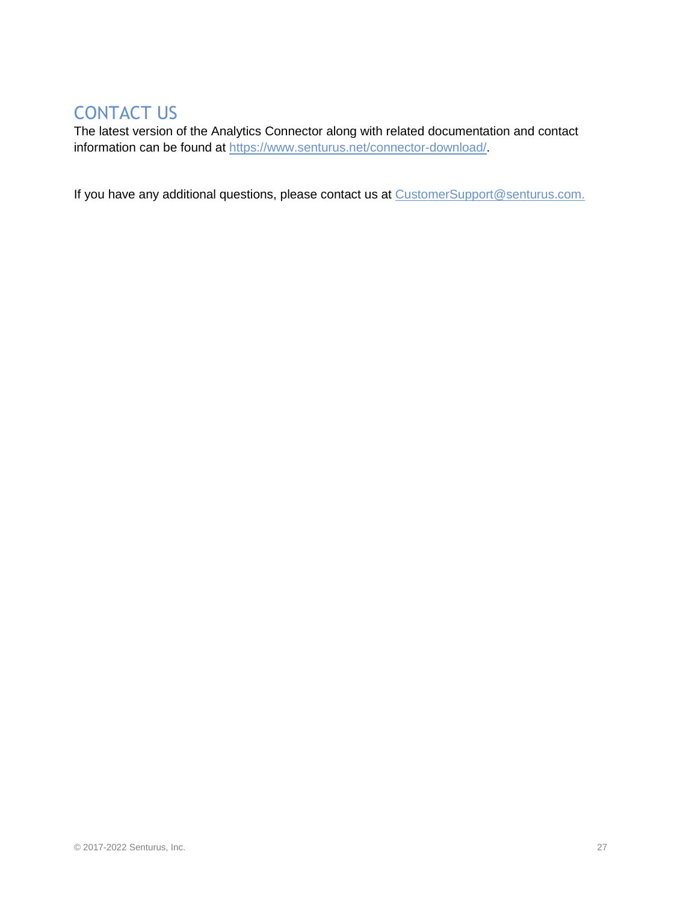# CONTACT US

The latest version of the Analytics Connector along with related documentation and contact information can be found at https://www.senturus.net/connector-download/.

If you have any additional questions, please contact us at CustomerSupport@senturus.com.